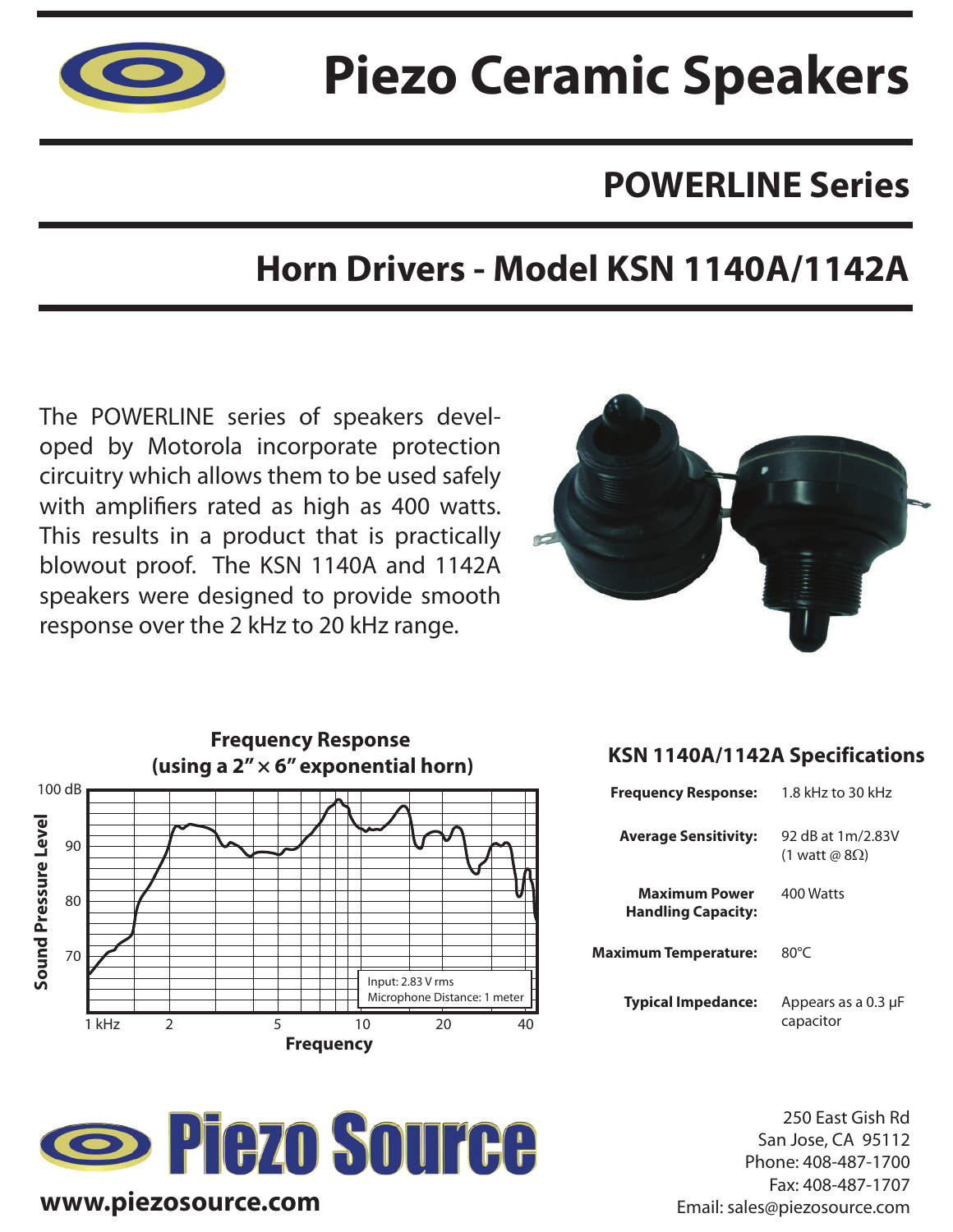# Piezo Ceramic Speakers

## POWERLINE Series

## Horn Drivers - Model KSN 1140A/1142A

The POWERLINE series of speakers developed by Motorola incorporate protection circuitry which allows them to be used safely with amplifiers rated as high as 400 watts. This results in a product that is practically blowout proof. The KSN 1140A and 1142A speakers were designed to provide smooth response over the 2 kHz to 20 kHz range.

**Frequency Response (using a 2" × 6" exponential horn)**

Sound Pressure Level: 70, 80, 90, 100 dB

Frequency: 1 kHz, 2, 5, 10, 20, 40

Input: 2.83 V rms
Microphone Distance: 1 meter

### KSN 1140A/1142A Specifications

| | |
|---|---|
| **Frequency Response:** | 1.8 kHz to 30 kHz |
| **Average Sensitivity:** | 92 dB at 1m/2.83V (1 watt @ 8Ω) |
| **Maximum Power Handling Capacity:** | 400 Watts |
| **Maximum Temperature:** | 80°C |
| **Typical Impedance:** | Appears as a 0.3 μF capacitor |

**Piezo Source**

www.piezosource.com

250 East Gish Rd
San Jose, CA 95112
Phone: 408-487-1700
Fax: 408-487-1707
Email: sales@piezosource.com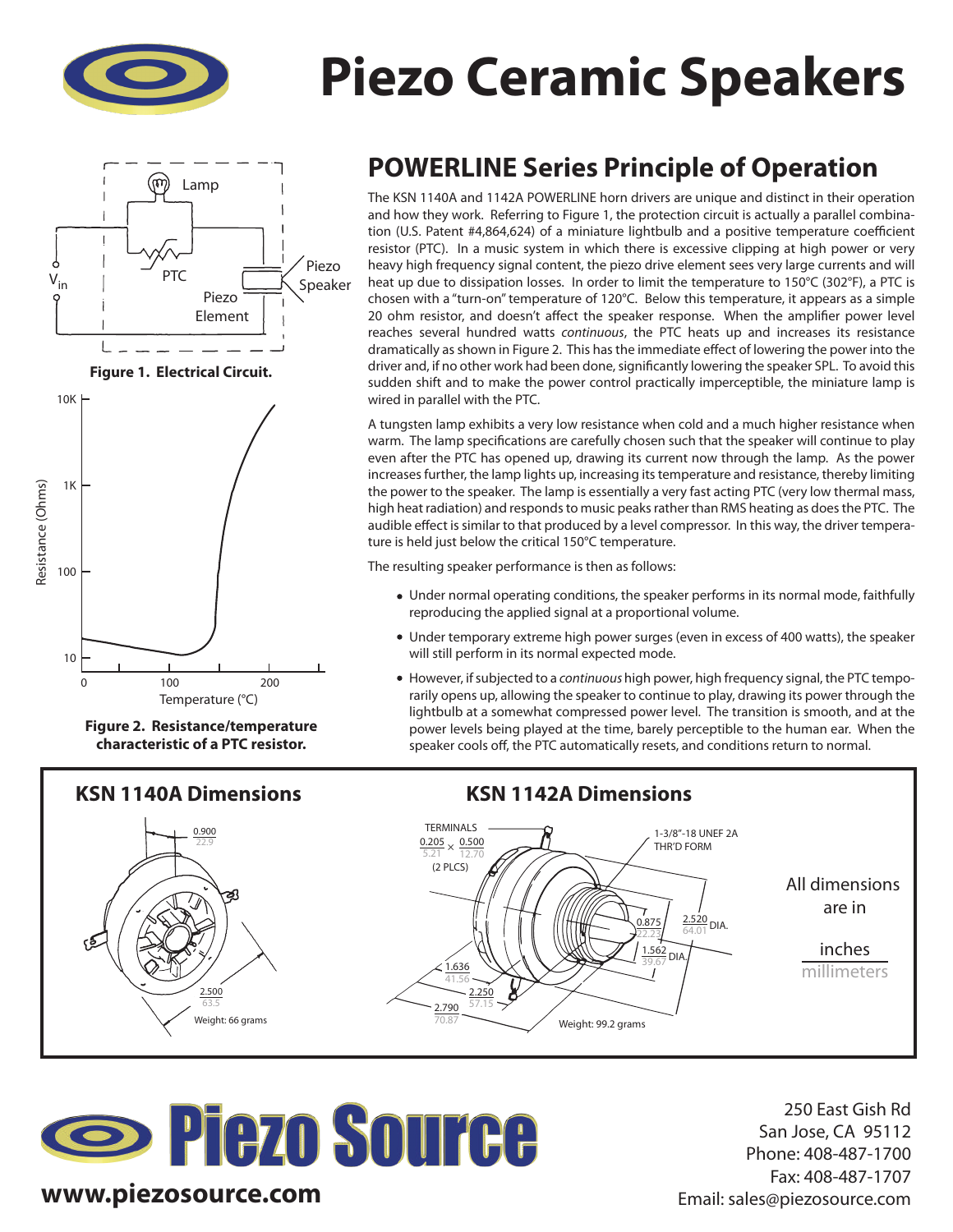# Piezo Ceramic Speakers

Lamp

PTC

$V_{in}$

Piezo Element

Piezo Speaker

**Figure 1. Electrical Circuit.**

10K

1K

100

10

Resistance (Ohms)

0

100

200

Temperature (°C)

**Figure 2. Resistance/temperature characteristic of a PTC resistor.**

## POWERLINE Series Principle of Operation

The KSN 1140A and 1142A POWERLINE horn drivers are unique and distinct in their operation and how they work. Referring to Figure 1, the protection circuit is actually a parallel combination (U.S. Patent #4,864,624) of a miniature lightbulb and a positive temperature coefficient resistor (PTC). In a music system in which there is excessive clipping at high power or very heavy high frequency signal content, the piezo drive element sees very large currents and will heat up due to dissipation losses. In order to limit the temperature to 150°C (302°F), a PTC is chosen with a "turn-on" temperature of 120°C. Below this temperature, it appears as a simple 20 ohm resistor, and doesn't affect the speaker response. When the amplifier power level reaches several hundred watts *continuous*, the PTC heats up and increases its resistance dramatically as shown in Figure 2. This has the immediate effect of lowering the power into the driver and, if no other work had been done, significantly lowering the speaker SPL. To avoid this sudden shift and to make the power control practically imperceptible, the miniature lamp is wired in parallel with the PTC.

A tungsten lamp exhibits a very low resistance when cold and a much higher resistance when warm. The lamp specifications are carefully chosen such that the speaker will continue to play even after the PTC has opened up, drawing its current now through the lamp. As the power increases further, the lamp lights up, increasing its temperature and resistance, thereby limiting the power to the speaker. The lamp is essentially a very fast acting PTC (very low thermal mass, high heat radiation) and responds to music peaks rather than RMS heating as does the PTC. The audible effect is similar to that produced by a level compressor. In this way, the driver temperature is held just below the critical 150°C temperature.

The resulting speaker performance is then as follows:

- Under normal operating conditions, the speaker performs in its normal mode, faithfully reproducing the applied signal at a proportional volume.
- Under temporary extreme high power surges (even in excess of 400 watts), the speaker will still perform in its normal expected mode.
- However, if subjected to a *continuous* high power, high frequency signal, the PTC temporarily opens up, allowing the speaker to continue to play, drawing its power through the lightbulb at a somewhat compressed power level. The transition is smooth, and at the power levels being played at the time, barely perceptible to the human ear. When the speaker cools off, the PTC automatically resets, and conditions return to normal.

### KSN 1140A Dimensions

0.900 / 22.9

2.500 / 63.5

Weight: 66 grams

### KSN 1142A Dimensions

TERMINALS

0.205 / 5.21 × 0.500 / 12.70

(2 PLCS)

1-3/8"-18 UNEF 2A THR'D FORM

0.875 / 22.23

2.520 / 64.01 DIA.

1.562 / 39.67 DIA.

1.636 / 41.56

2.250 / 57.15

2.790 / 70.87

Weight: 99.2 grams

All dimensions are in

inches / millimeters

Piezo Source

www.piezosource.com

250 East Gish Rd
San Jose, CA 95112
Phone: 408-487-1700
Fax: 408-487-1707
Email: sales@piezosource.com